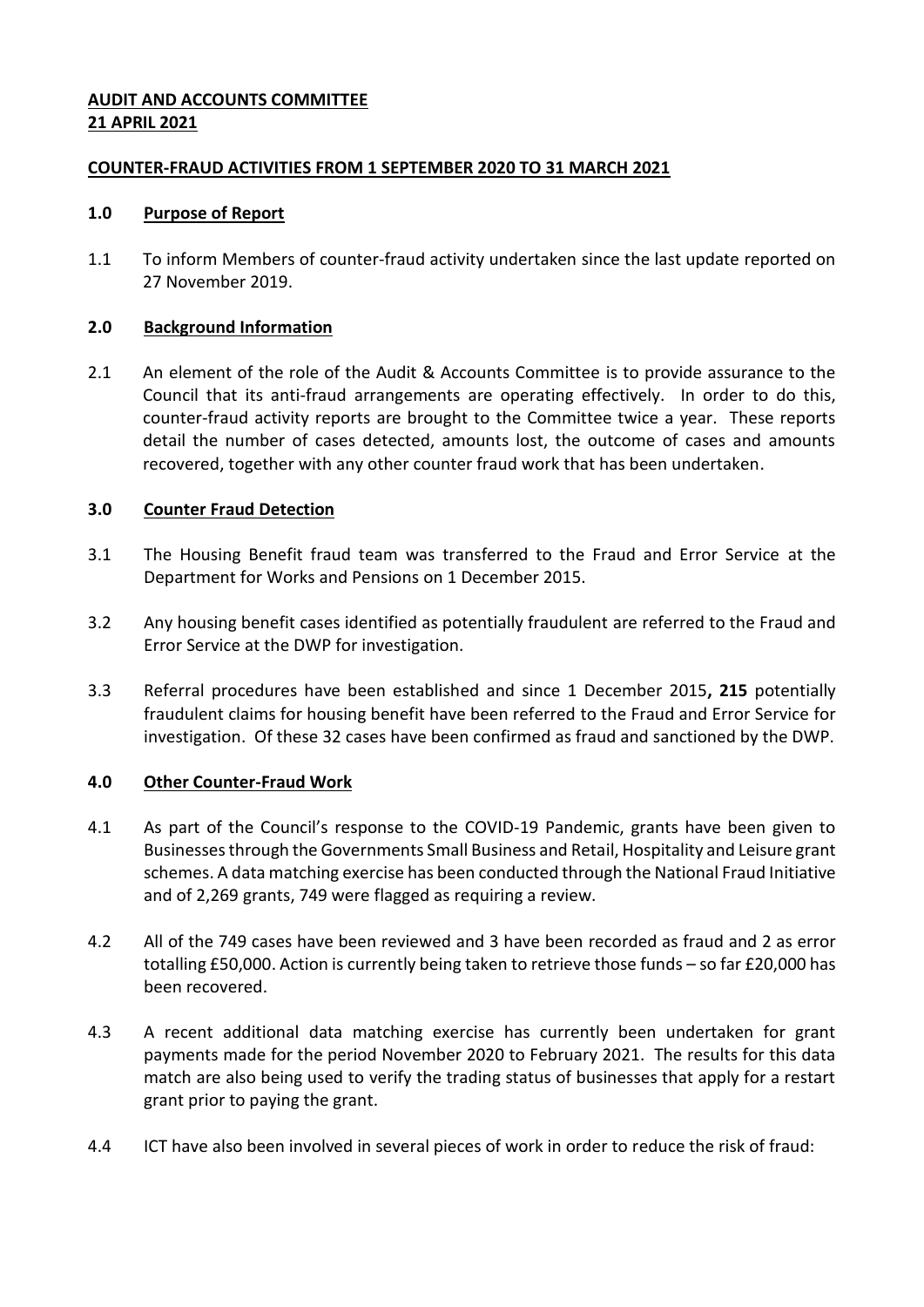**AUDIT AND ACCOUNTS COMMITTEE**
**21 APRIL 2021**

**COUNTER-FRAUD ACTIVITIES FROM 1 SEPTEMBER 2020 TO 31 MARCH 2021**

## 1.0 Purpose of Report

1.1 To inform Members of counter-fraud activity undertaken since the last update reported on 27 November 2019.

## 2.0 Background Information

2.1 An element of the role of the Audit & Accounts Committee is to provide assurance to the Council that its anti-fraud arrangements are operating effectively. In order to do this, counter-fraud activity reports are brought to the Committee twice a year. These reports detail the number of cases detected, amounts lost, the outcome of cases and amounts recovered, together with any other counter fraud work that has been undertaken.

## 3.0 Counter Fraud Detection

3.1 The Housing Benefit fraud team was transferred to the Fraud and Error Service at the Department for Works and Pensions on 1 December 2015.

3.2 Any housing benefit cases identified as potentially fraudulent are referred to the Fraud and Error Service at the DWP for investigation.

3.3 Referral procedures have been established and since 1 December 2015**, 215** potentially fraudulent claims for housing benefit have been referred to the Fraud and Error Service for investigation. Of these 32 cases have been confirmed as fraud and sanctioned by the DWP.

## 4.0 Other Counter-Fraud Work

4.1 As part of the Council's response to the COVID-19 Pandemic, grants have been given to Businesses through the Governments Small Business and Retail, Hospitality and Leisure grant schemes. A data matching exercise has been conducted through the National Fraud Initiative and of 2,269 grants, 749 were flagged as requiring a review.

4.2 All of the 749 cases have been reviewed and 3 have been recorded as fraud and 2 as error totalling £50,000. Action is currently being taken to retrieve those funds – so far £20,000 has been recovered.

4.3 A recent additional data matching exercise has currently been undertaken for grant payments made for the period November 2020 to February 2021. The results for this data match are also being used to verify the trading status of businesses that apply for a restart grant prior to paying the grant.

4.4 ICT have also been involved in several pieces of work in order to reduce the risk of fraud: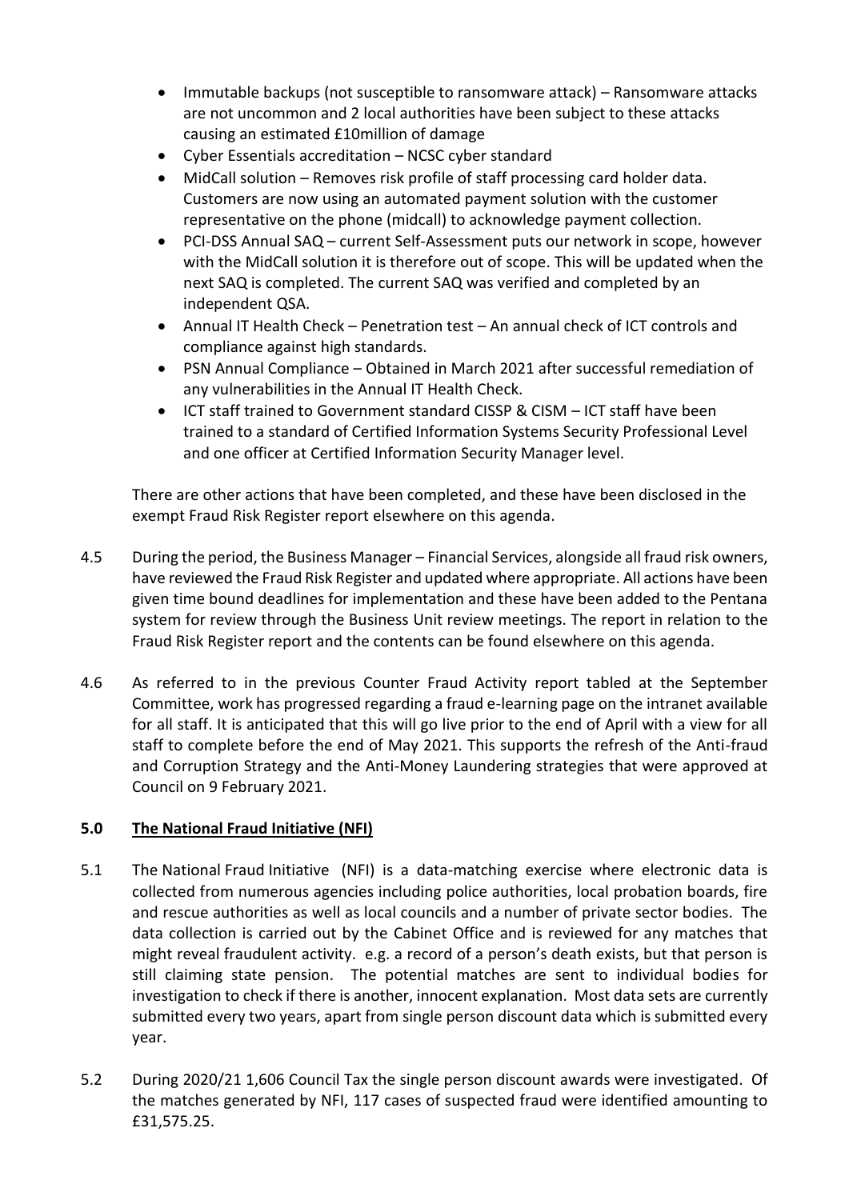- Immutable backups (not susceptible to ransomware attack) – Ransomware attacks are not uncommon and 2 local authorities have been subject to these attacks causing an estimated £10million of damage
- Cyber Essentials accreditation – NCSC cyber standard
- MidCall solution – Removes risk profile of staff processing card holder data. Customers are now using an automated payment solution with the customer representative on the phone (midcall) to acknowledge payment collection.
- PCI-DSS Annual SAQ – current Self-Assessment puts our network in scope, however with the MidCall solution it is therefore out of scope. This will be updated when the next SAQ is completed. The current SAQ was verified and completed by an independent QSA.
- Annual IT Health Check – Penetration test – An annual check of ICT controls and compliance against high standards.
- PSN Annual Compliance – Obtained in March 2021 after successful remediation of any vulnerabilities in the Annual IT Health Check.
- ICT staff trained to Government standard CISSP & CISM – ICT staff have been trained to a standard of Certified Information Systems Security Professional Level and one officer at Certified Information Security Manager level.

There are other actions that have been completed, and these have been disclosed in the exempt Fraud Risk Register report elsewhere on this agenda.

4.5 During the period, the Business Manager – Financial Services, alongside all fraud risk owners, have reviewed the Fraud Risk Register and updated where appropriate. All actions have been given time bound deadlines for implementation and these have been added to the Pentana system for review through the Business Unit review meetings. The report in relation to the Fraud Risk Register report and the contents can be found elsewhere on this agenda.

4.6 As referred to in the previous Counter Fraud Activity report tabled at the September Committee, work has progressed regarding a fraud e-learning page on the intranet available for all staff. It is anticipated that this will go live prior to the end of April with a view for all staff to complete before the end of May 2021. This supports the refresh of the Anti-fraud and Corruption Strategy and the Anti-Money Laundering strategies that were approved at Council on 9 February 2021.

## 5.0 The National Fraud Initiative (NFI)

5.1 The National Fraud Initiative (NFI) is a data-matching exercise where electronic data is collected from numerous agencies including police authorities, local probation boards, fire and rescue authorities as well as local councils and a number of private sector bodies. The data collection is carried out by the Cabinet Office and is reviewed for any matches that might reveal fraudulent activity. e.g. a record of a person's death exists, but that person is still claiming state pension. The potential matches are sent to individual bodies for investigation to check if there is another, innocent explanation. Most data sets are currently submitted every two years, apart from single person discount data which is submitted every year.

5.2 During 2020/21 1,606 Council Tax the single person discount awards were investigated. Of the matches generated by NFI, 117 cases of suspected fraud were identified amounting to £31,575.25.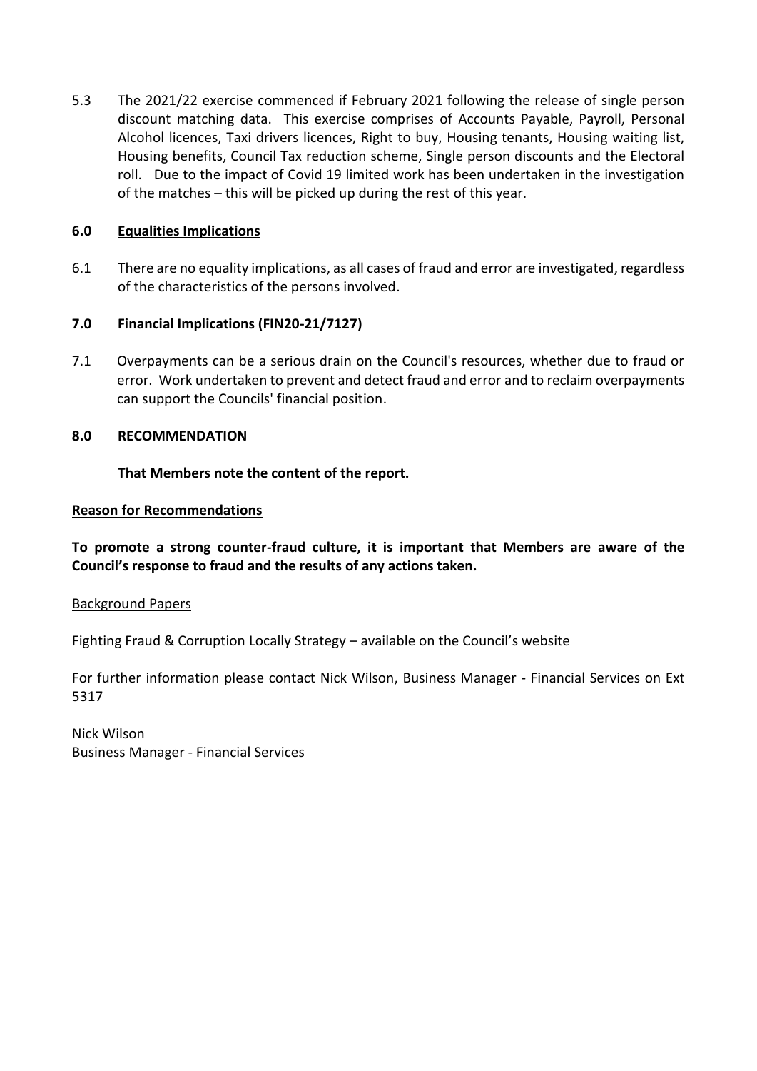5.3 The 2021/22 exercise commenced if February 2021 following the release of single person discount matching data. This exercise comprises of Accounts Payable, Payroll, Personal Alcohol licences, Taxi drivers licences, Right to buy, Housing tenants, Housing waiting list, Housing benefits, Council Tax reduction scheme, Single person discounts and the Electoral roll. Due to the impact of Covid 19 limited work has been undertaken in the investigation of the matches – this will be picked up during the rest of this year.

## 6.0 Equalities Implications

6.1 There are no equality implications, as all cases of fraud and error are investigated, regardless of the characteristics of the persons involved.

## 7.0 Financial Implications (FIN20-21/7127)

7.1 Overpayments can be a serious drain on the Council's resources, whether due to fraud or error. Work undertaken to prevent and detect fraud and error and to reclaim overpayments can support the Councils' financial position.

## 8.0 RECOMMENDATION

**That Members note the content of the report.**

**Reason for Recommendations**

**To promote a strong counter-fraud culture, it is important that Members are aware of the Council's response to fraud and the results of any actions taken.**

Background Papers

Fighting Fraud & Corruption Locally Strategy – available on the Council's website

For further information please contact Nick Wilson, Business Manager - Financial Services on Ext 5317

Nick Wilson
Business Manager - Financial Services